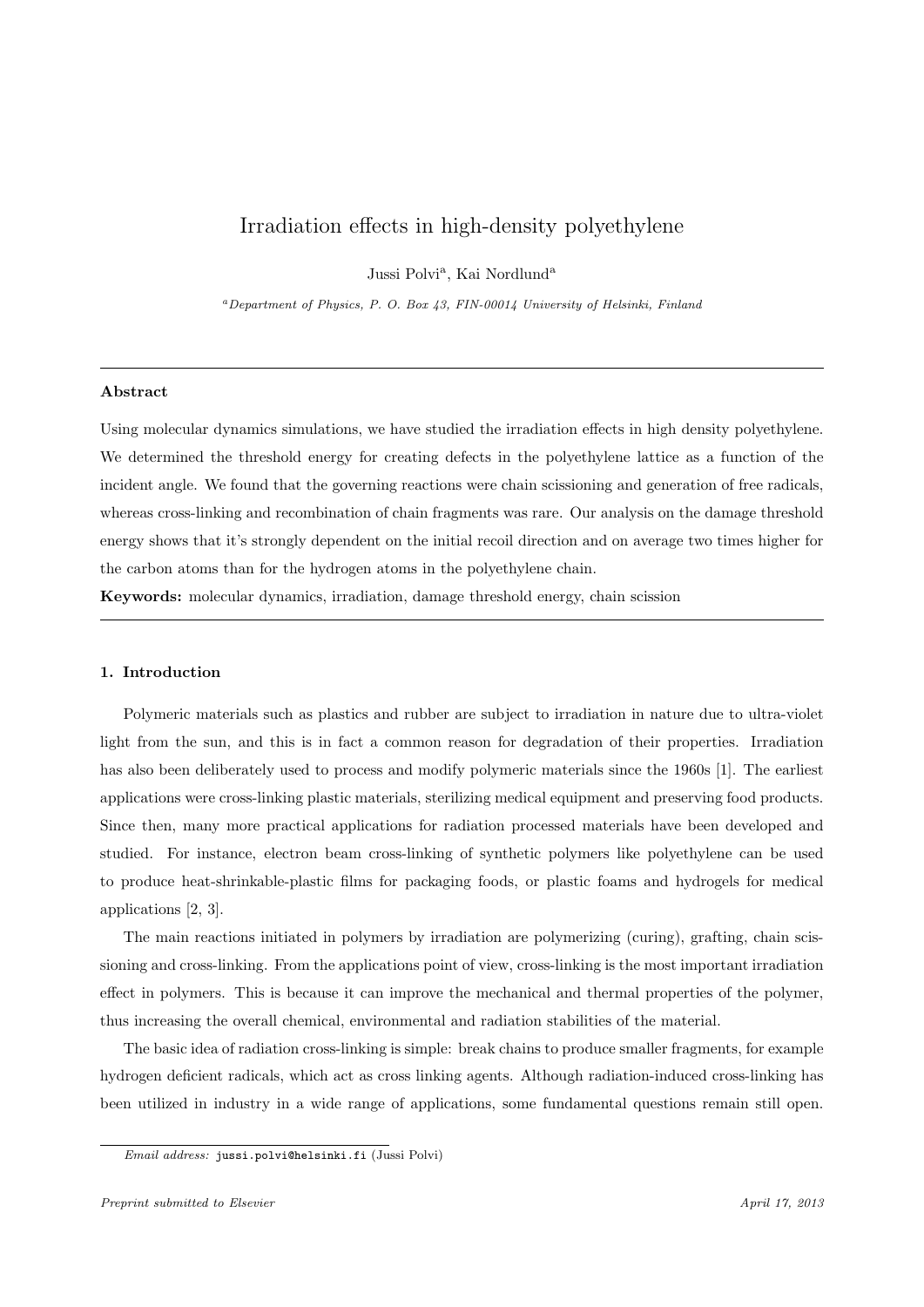# Irradiation effects in high-density polyethylene

Jussi Polvi[a], Kai Nordlund[a]

[a]*Department of Physics, P. O. Box 43, FIN-00014 University of Helsinki, Finland*

---

**Abstract**

Using molecular dynamics simulations, we have studied the irradiation effects in high density polyethylene. We determined the threshold energy for creating defects in the polyethylene lattice as a function of the incident angle. We found that the governing reactions were chain scissioning and generation of free radicals, whereas cross-linking and recombination of chain fragments was rare. Our analysis on the damage threshold energy shows that it's strongly dependent on the initial recoil direction and on average two times higher for the carbon atoms than for the hydrogen atoms in the polyethylene chain.

**Keywords:** molecular dynamics, irradiation, damage threshold energy, chain scission

---

## 1. Introduction

Polymeric materials such as plastics and rubber are subject to irradiation in nature due to ultra-violet light from the sun, and this is in fact a common reason for degradation of their properties. Irradiation has also been deliberately used to process and modify polymeric materials since the 1960s [1]. The earliest applications were cross-linking plastic materials, sterilizing medical equipment and preserving food products. Since then, many more practical applications for radiation processed materials have been developed and studied. For instance, electron beam cross-linking of synthetic polymers like polyethylene can be used to produce heat-shrinkable-plastic films for packaging foods, or plastic foams and hydrogels for medical applications [2, 3].

The main reactions initiated in polymers by irradiation are polymerizing (curing), grafting, chain scissioning and cross-linking. From the applications point of view, cross-linking is the most important irradiation effect in polymers. This is because it can improve the mechanical and thermal properties of the polymer, thus increasing the overall chemical, environmental and radiation stabilities of the material.

The basic idea of radiation cross-linking is simple: break chains to produce smaller fragments, for example hydrogen deficient radicals, which act as cross linking agents. Although radiation-induced cross-linking has been utilized in industry in a wide range of applications, some fundamental questions remain still open.

---

*Email address:* jussi.polvi@helsinki.fi (Jussi Polvi)

*Preprint submitted to Elsevier* *April 17, 2013*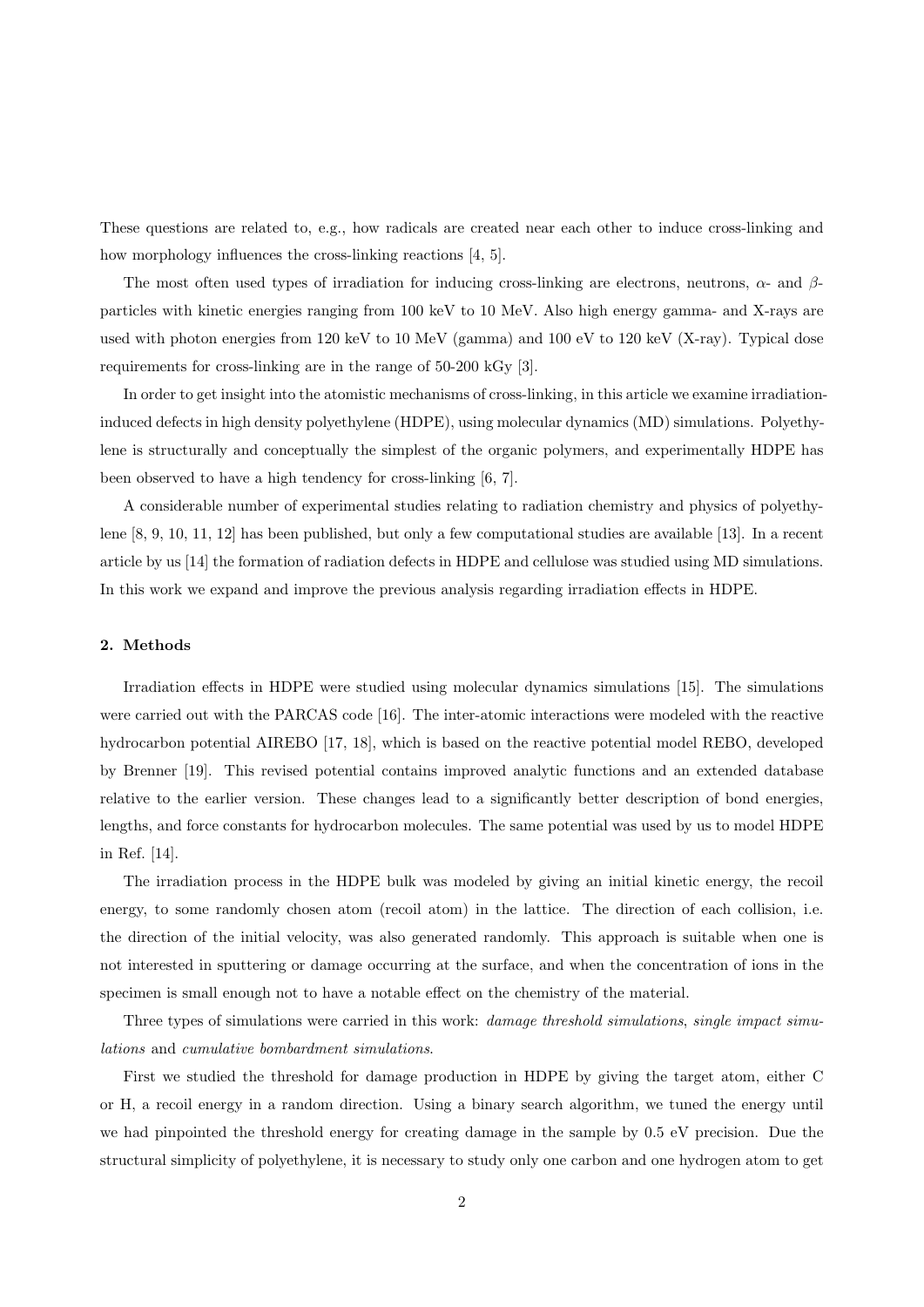These questions are related to, e.g., how radicals are created near each other to induce cross-linking and how morphology influences the cross-linking reactions [4, 5].

The most often used types of irradiation for inducing cross-linking are electrons, neutrons, $\alpha$- and $\beta$-particles with kinetic energies ranging from 100 keV to 10 MeV. Also high energy gamma- and X-rays are used with photon energies from 120 keV to 10 MeV (gamma) and 100 eV to 120 keV (X-ray). Typical dose requirements for cross-linking are in the range of 50-200 kGy [3].

In order to get insight into the atomistic mechanisms of cross-linking, in this article we examine irradiation-induced defects in high density polyethylene (HDPE), using molecular dynamics (MD) simulations. Polyethylene is structurally and conceptually the simplest of the organic polymers, and experimentally HDPE has been observed to have a high tendency for cross-linking [6, 7].

A considerable number of experimental studies relating to radiation chemistry and physics of polyethylene [8, 9, 10, 11, 12] has been published, but only a few computational studies are available [13]. In a recent article by us [14] the formation of radiation defects in HDPE and cellulose was studied using MD simulations. In this work we expand and improve the previous analysis regarding irradiation effects in HDPE.

## 2. Methods

Irradiation effects in HDPE were studied using molecular dynamics simulations [15]. The simulations were carried out with the PARCAS code [16]. The inter-atomic interactions were modeled with the reactive hydrocarbon potential AIREBO [17, 18], which is based on the reactive potential model REBO, developed by Brenner [19]. This revised potential contains improved analytic functions and an extended database relative to the earlier version. These changes lead to a significantly better description of bond energies, lengths, and force constants for hydrocarbon molecules. The same potential was used by us to model HDPE in Ref. [14].

The irradiation process in the HDPE bulk was modeled by giving an initial kinetic energy, the recoil energy, to some randomly chosen atom (recoil atom) in the lattice. The direction of each collision, i.e. the direction of the initial velocity, was also generated randomly. This approach is suitable when one is not interested in sputtering or damage occurring at the surface, and when the concentration of ions in the specimen is small enough not to have a notable effect on the chemistry of the material.

Three types of simulations were carried in this work: *damage threshold simulations*, *single impact simulations* and *cumulative bombardment simulations*.

First we studied the threshold for damage production in HDPE by giving the target atom, either C or H, a recoil energy in a random direction. Using a binary search algorithm, we tuned the energy until we had pinpointed the threshold energy for creating damage in the sample by 0.5 eV precision. Due the structural simplicity of polyethylene, it is necessary to study only one carbon and one hydrogen atom to get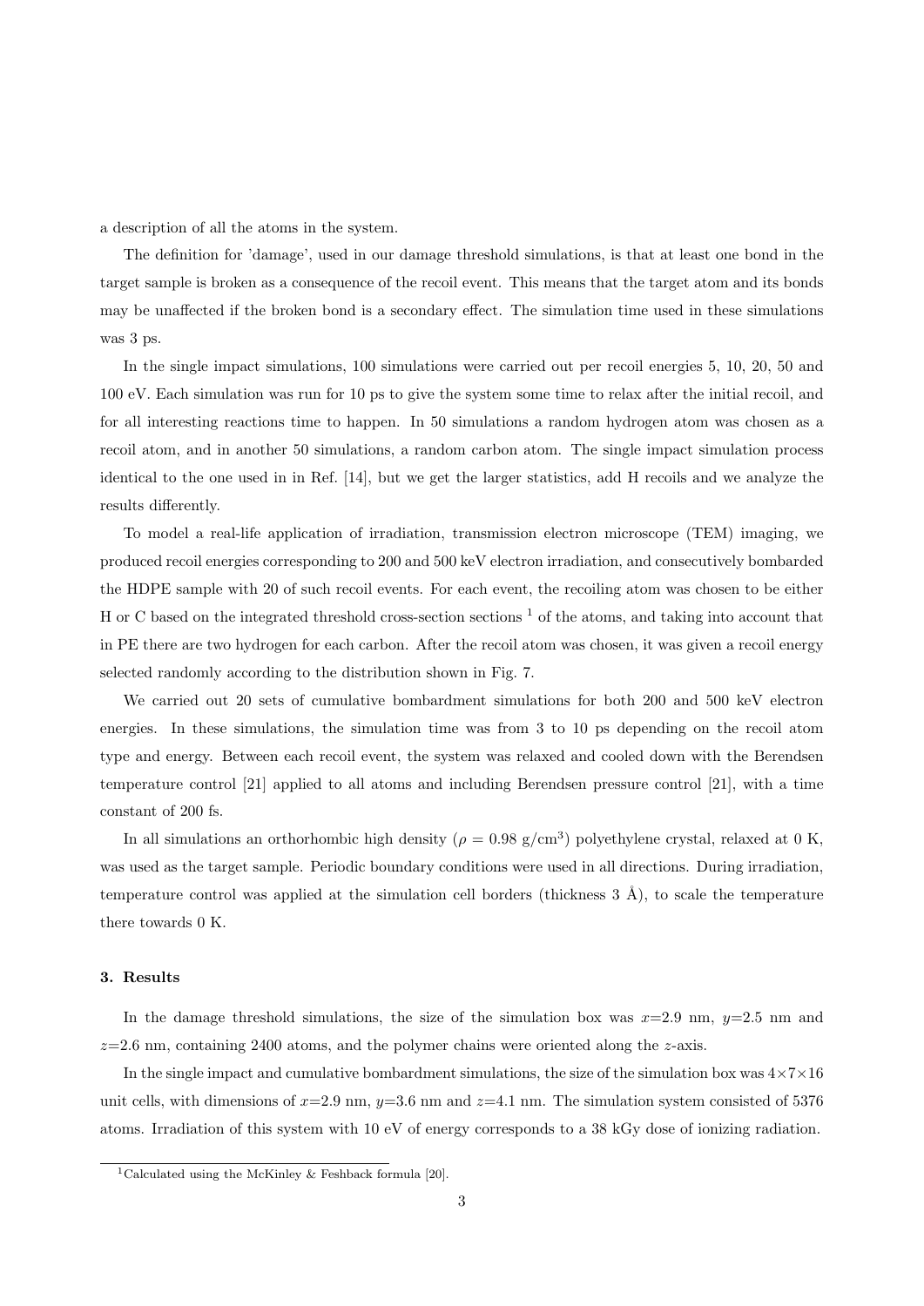a description of all the atoms in the system.

The definition for 'damage', used in our damage threshold simulations, is that at least one bond in the target sample is broken as a consequence of the recoil event. This means that the target atom and its bonds may be unaffected if the broken bond is a secondary effect. The simulation time used in these simulations was 3 ps.

In the single impact simulations, 100 simulations were carried out per recoil energies 5, 10, 20, 50 and 100 eV. Each simulation was run for 10 ps to give the system some time to relax after the initial recoil, and for all interesting reactions time to happen. In 50 simulations a random hydrogen atom was chosen as a recoil atom, and in another 50 simulations, a random carbon atom. The single impact simulation process identical to the one used in in Ref. [14], but we get the larger statistics, add H recoils and we analyze the results differently.

To model a real-life application of irradiation, transmission electron microscope (TEM) imaging, we produced recoil energies corresponding to 200 and 500 keV electron irradiation, and consecutively bombarded the HDPE sample with 20 of such recoil events. For each event, the recoiling atom was chosen to be either H or C based on the integrated threshold cross-section sections [1] of the atoms, and taking into account that in PE there are two hydrogen for each carbon. After the recoil atom was chosen, it was given a recoil energy selected randomly according to the distribution shown in Fig. 7.

We carried out 20 sets of cumulative bombardment simulations for both 200 and 500 keV electron energies. In these simulations, the simulation time was from 3 to 10 ps depending on the recoil atom type and energy. Between each recoil event, the system was relaxed and cooled down with the Berendsen temperature control [21] applied to all atoms and including Berendsen pressure control [21], with a time constant of 200 fs.

In all simulations an orthorhombic high density ($\rho$ = 0.98 g/cm$^3$) polyethylene crystal, relaxed at 0 K, was used as the target sample. Periodic boundary conditions were used in all directions. During irradiation, temperature control was applied at the simulation cell borders (thickness 3 Å), to scale the temperature there towards 0 K.

### 3. Results

In the damage threshold simulations, the size of the simulation box was $x$=2.9 nm, $y$=2.5 nm and $z$=2.6 nm, containing 2400 atoms, and the polymer chains were oriented along the $z$-axis.

In the single impact and cumulative bombardment simulations, the size of the simulation box was $4\times7\times16$ unit cells, with dimensions of $x$=2.9 nm, $y$=3.6 nm and $z$=4.1 nm. The simulation system consisted of 5376 atoms. Irradiation of this system with 10 eV of energy corresponds to a 38 kGy dose of ionizing radiation.

[1] Calculated using the McKinley & Feshback formula [20].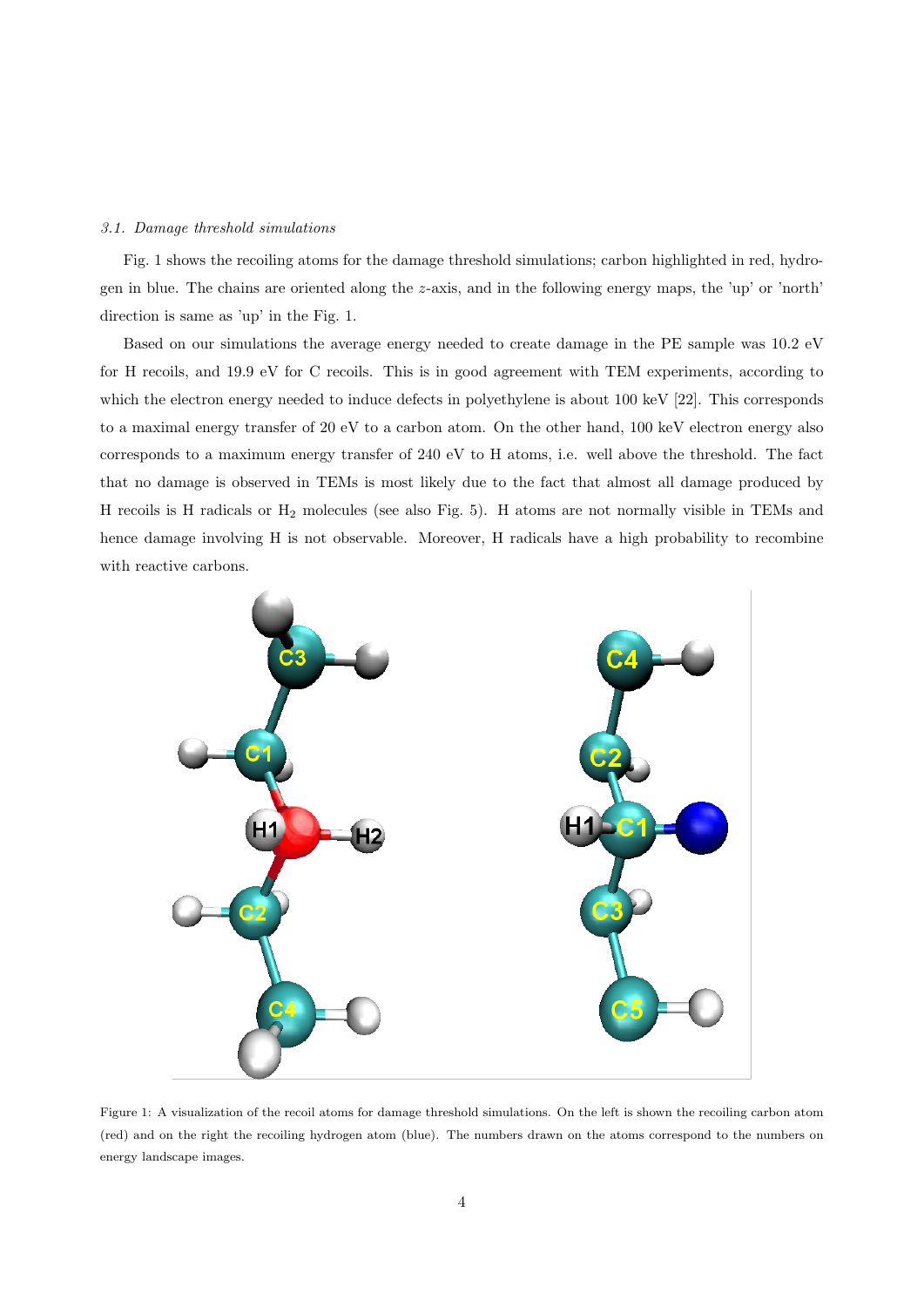### 3.1. Damage threshold simulations

Fig. 1 shows the recoiling atoms for the damage threshold simulations; carbon highlighted in red, hydrogen in blue. The chains are oriented along the $z$-axis, and in the following energy maps, the 'up' or 'north' direction is same as 'up' in the Fig. 1.

Based on our simulations the average energy needed to create damage in the PE sample was 10.2 eV for H recoils, and 19.9 eV for C recoils. This is in good agreement with TEM experiments, according to which the electron energy needed to induce defects in polyethylene is about 100 keV [22]. This corresponds to a maximal energy transfer of 20 eV to a carbon atom. On the other hand, 100 keV electron energy also corresponds to a maximum energy transfer of 240 eV to H atoms, i.e. well above the threshold. The fact that no damage is observed in TEMs is most likely due to the fact that almost all damage produced by H recoils is H radicals or $H_2$ molecules (see also Fig. 5). H atoms are not normally visible in TEMs and hence damage involving H is not observable. Moreover, H radicals have a high probability to recombine with reactive carbons.

Figure 1: A visualization of the recoil atoms for damage threshold simulations. On the left is shown the recoiling carbon atom (red) and on the right the recoiling hydrogen atom (blue). The numbers drawn on the atoms correspond to the numbers on energy landscape images.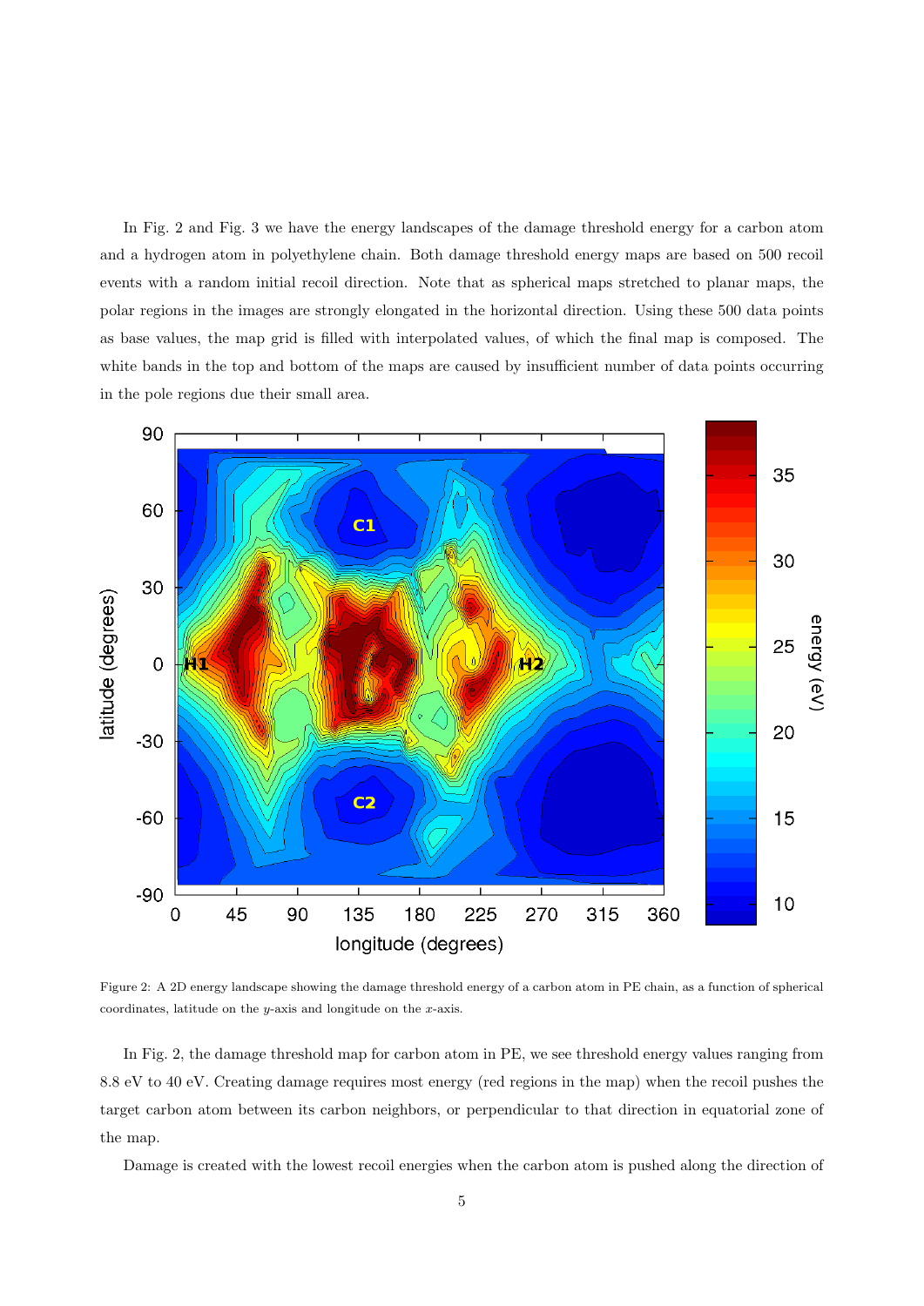In Fig. 2 and Fig. 3 we have the energy landscapes of the damage threshold energy for a carbon atom and a hydrogen atom in polyethylene chain. Both damage threshold energy maps are based on 500 recoil events with a random initial recoil direction. Note that as spherical maps stretched to planar maps, the polar regions in the images are strongly elongated in the horizontal direction. Using these 500 data points as base values, the map grid is filled with interpolated values, of which the final map is composed. The white bands in the top and bottom of the maps are caused by insufficient number of data points occurring in the pole regions due their small area.

Figure 2: A 2D energy landscape showing the damage threshold energy of a carbon atom in PE chain, as a function of spherical coordinates, latitude on the $y$-axis and longitude on the $x$-axis.

In Fig. 2, the damage threshold map for carbon atom in PE, we see threshold energy values ranging from 8.8 eV to 40 eV. Creating damage requires most energy (red regions in the map) when the recoil pushes the target carbon atom between its carbon neighbors, or perpendicular to that direction in equatorial zone of the map.

Damage is created with the lowest recoil energies when the carbon atom is pushed along the direction of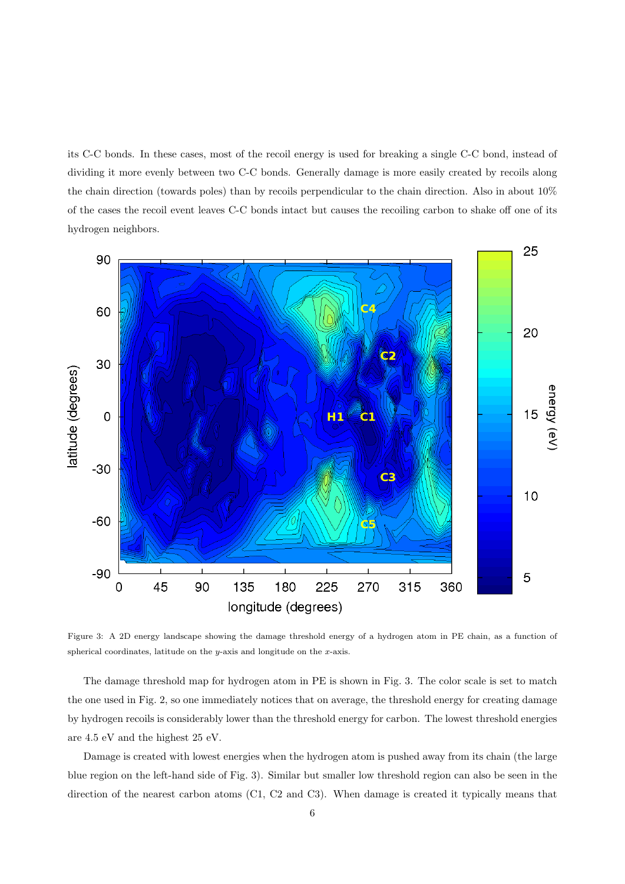its C-C bonds. In these cases, most of the recoil energy is used for breaking a single C-C bond, instead of dividing it more evenly between two C-C bonds. Generally damage is more easily created by recoils along the chain direction (towards poles) than by recoils perpendicular to the chain direction. Also in about 10% of the cases the recoil event leaves C-C bonds intact but causes the recoiling carbon to shake off one of its hydrogen neighbors.

Figure 3: A 2D energy landscape showing the damage threshold energy of a hydrogen atom in PE chain, as a function of spherical coordinates, latitude on the $y$-axis and longitude on the $x$-axis.

The damage threshold map for hydrogen atom in PE is shown in Fig. 3. The color scale is set to match the one used in Fig. 2, so one immediately notices that on average, the threshold energy for creating damage by hydrogen recoils is considerably lower than the threshold energy for carbon. The lowest threshold energies are 4.5 eV and the highest 25 eV.

Damage is created with lowest energies when the hydrogen atom is pushed away from its chain (the large blue region on the left-hand side of Fig. 3). Similar but smaller low threshold region can also be seen in the direction of the nearest carbon atoms (C1, C2 and C3). When damage is created it typically means that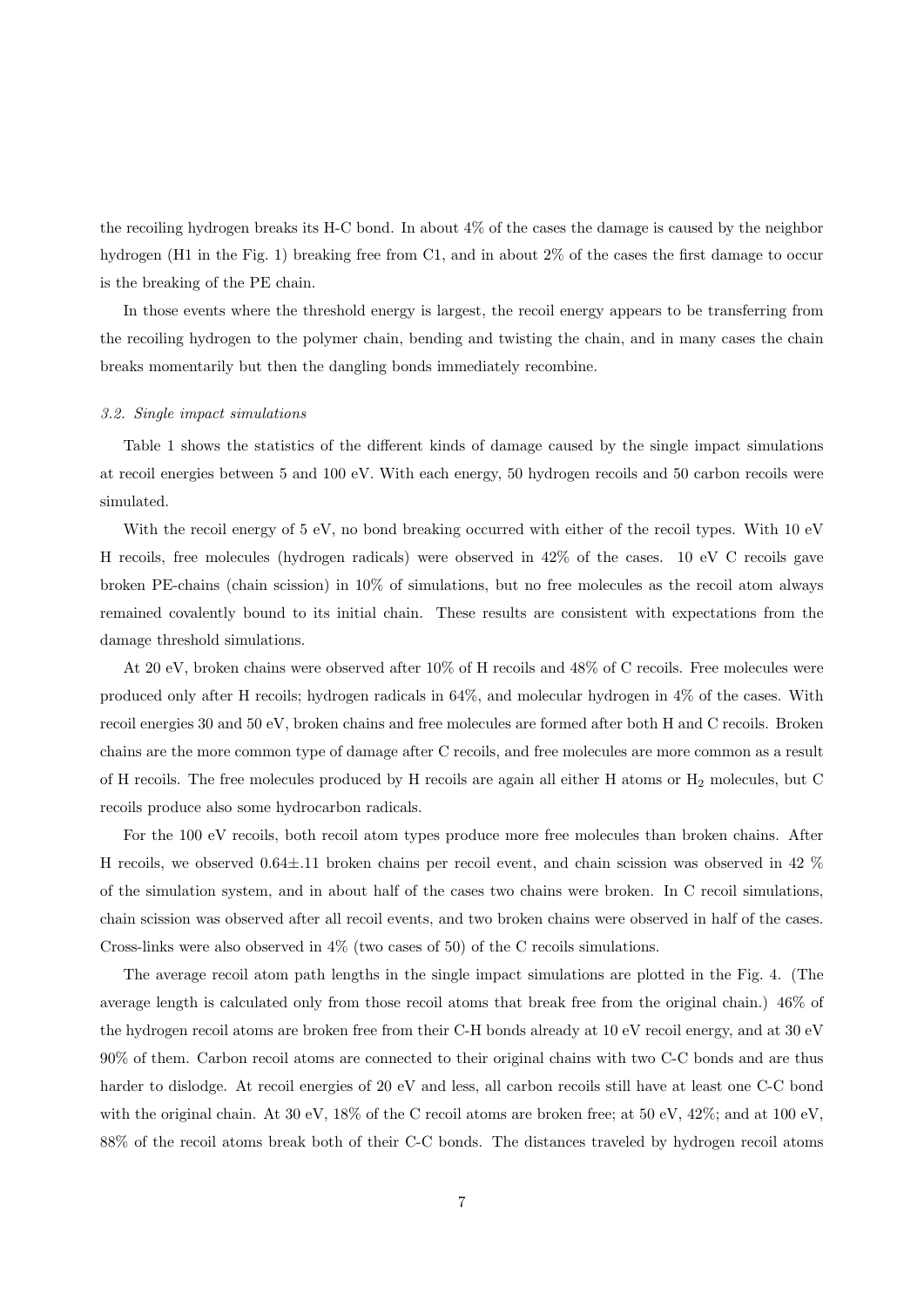the recoiling hydrogen breaks its H-C bond. In about 4% of the cases the damage is caused by the neighbor hydrogen (H1 in the Fig. 1) breaking free from C1, and in about 2% of the cases the first damage to occur is the breaking of the PE chain.

In those events where the threshold energy is largest, the recoil energy appears to be transferring from the recoiling hydrogen to the polymer chain, bending and twisting the chain, and in many cases the chain breaks momentarily but then the dangling bonds immediately recombine.

### *3.2. Single impact simulations*

Table 1 shows the statistics of the different kinds of damage caused by the single impact simulations at recoil energies between 5 and 100 eV. With each energy, 50 hydrogen recoils and 50 carbon recoils were simulated.

With the recoil energy of 5 eV, no bond breaking occurred with either of the recoil types. With 10 eV H recoils, free molecules (hydrogen radicals) were observed in 42% of the cases. 10 eV C recoils gave broken PE-chains (chain scission) in 10% of simulations, but no free molecules as the recoil atom always remained covalently bound to its initial chain. These results are consistent with expectations from the damage threshold simulations.

At 20 eV, broken chains were observed after 10% of H recoils and 48% of C recoils. Free molecules were produced only after H recoils; hydrogen radicals in 64%, and molecular hydrogen in 4% of the cases. With recoil energies 30 and 50 eV, broken chains and free molecules are formed after both H and C recoils. Broken chains are the more common type of damage after C recoils, and free molecules are more common as a result of H recoils. The free molecules produced by H recoils are again all either H atoms or $H_2$ molecules, but C recoils produce also some hydrocarbon radicals.

For the 100 eV recoils, both recoil atom types produce more free molecules than broken chains. After H recoils, we observed 0.64±.11 broken chains per recoil event, and chain scission was observed in 42 % of the simulation system, and in about half of the cases two chains were broken. In C recoil simulations, chain scission was observed after all recoil events, and two broken chains were observed in half of the cases. Cross-links were also observed in 4% (two cases of 50) of the C recoils simulations.

The average recoil atom path lengths in the single impact simulations are plotted in the Fig. 4. (The average length is calculated only from those recoil atoms that break free from the original chain.) 46% of the hydrogen recoil atoms are broken free from their C-H bonds already at 10 eV recoil energy, and at 30 eV 90% of them. Carbon recoil atoms are connected to their original chains with two C-C bonds and are thus harder to dislodge. At recoil energies of 20 eV and less, all carbon recoils still have at least one C-C bond with the original chain. At 30 eV, 18% of the C recoil atoms are broken free; at 50 eV, 42%; and at 100 eV, 88% of the recoil atoms break both of their C-C bonds. The distances traveled by hydrogen recoil atoms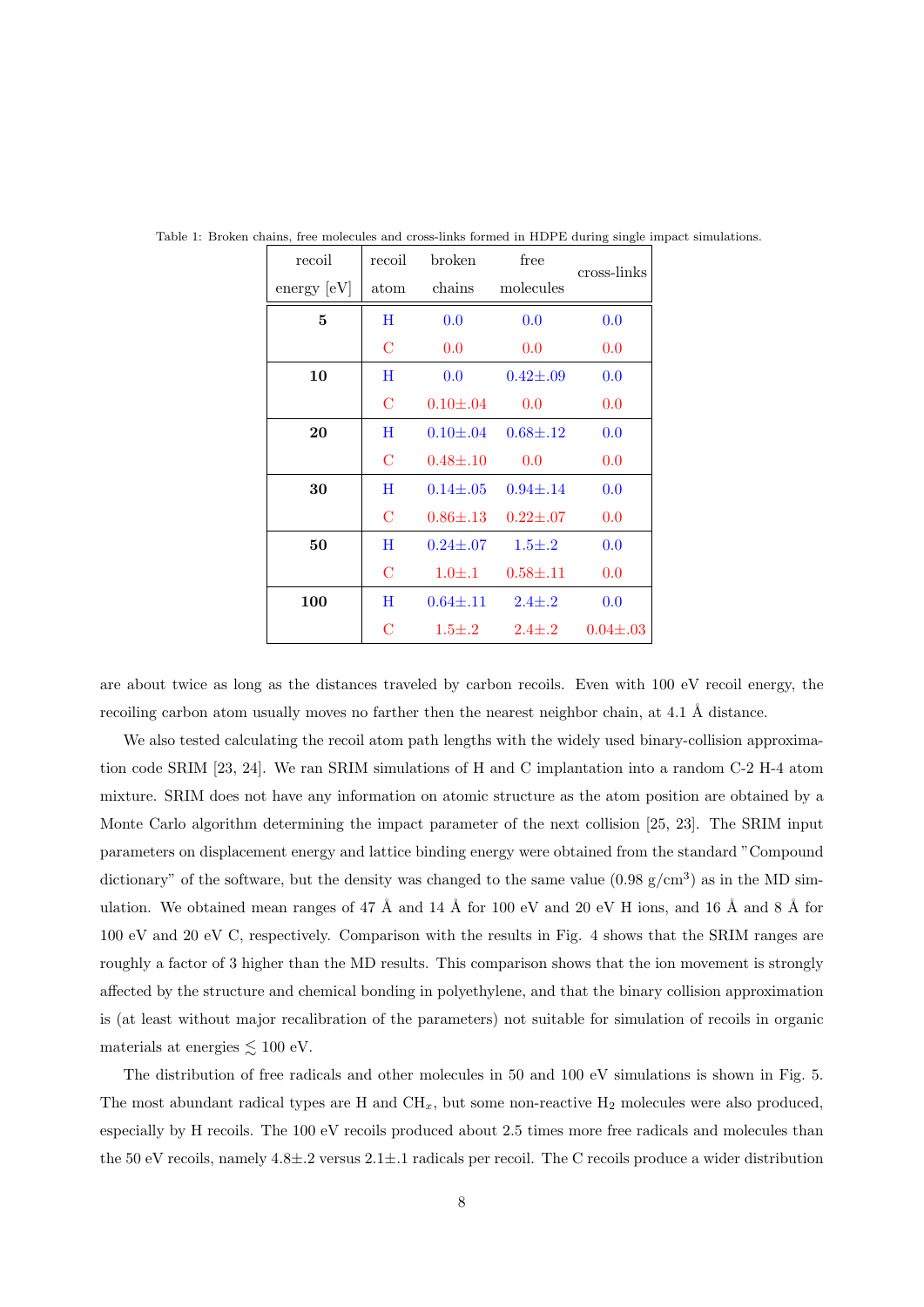Table 1: Broken chains, free molecules and cross-links formed in HDPE during single impact simulations.

| recoil energy [eV] | recoil atom | broken chains | free molecules | cross-links |
|---|---|---|---|---|
| **5** | H | 0.0 | 0.0 | 0.0 |
| | C | 0.0 | 0.0 | 0.0 |
| **10** | H | 0.0 | 0.42±.09 | 0.0 |
| | C | 0.10±.04 | 0.0 | 0.0 |
| **20** | H | 0.10±.04 | 0.68±.12 | 0.0 |
| | C | 0.48±.10 | 0.0 | 0.0 |
| **30** | H | 0.14±.05 | 0.94±.14 | 0.0 |
| | C | 0.86±.13 | 0.22±.07 | 0.0 |
| **50** | H | 0.24±.07 | 1.5±.2 | 0.0 |
| | C | 1.0±.1 | 0.58±.11 | 0.0 |
| **100** | H | 0.64±.11 | 2.4±.2 | 0.0 |
| | C | 1.5±.2 | 2.4±.2 | 0.04±.03 |

are about twice as long as the distances traveled by carbon recoils. Even with 100 eV recoil energy, the recoiling carbon atom usually moves no farther then the nearest neighbor chain, at 4.1 Å distance.

We also tested calculating the recoil atom path lengths with the widely used binary-collision approximation code SRIM [23, 24]. We ran SRIM simulations of H and C implantation into a random C-2 H-4 atom mixture. SRIM does not have any information on atomic structure as the atom position are obtained by a Monte Carlo algorithm determining the impact parameter of the next collision [25, 23]. The SRIM input parameters on displacement energy and lattice binding energy were obtained from the standard "Compound dictionary" of the software, but the density was changed to the same value (0.98 g/cm$^3$) as in the MD simulation. We obtained mean ranges of 47 Å and 14 Å for 100 eV and 20 eV H ions, and 16 Å and 8 Å for 100 eV and 20 eV C, respectively. Comparison with the results in Fig. 4 shows that the SRIM ranges are roughly a factor of 3 higher than the MD results. This comparison shows that the ion movement is strongly affected by the structure and chemical bonding in polyethylene, and that the binary collision approximation is (at least without major recalibration of the parameters) not suitable for simulation of recoils in organic materials at energies $\lesssim$ 100 eV.

The distribution of free radicals and other molecules in 50 and 100 eV simulations is shown in Fig. 5. The most abundant radical types are H and $CH_x$, but some non-reactive $H_2$ molecules were also produced, especially by H recoils. The 100 eV recoils produced about 2.5 times more free radicals and molecules than the 50 eV recoils, namely 4.8±.2 versus 2.1±.1 radicals per recoil. The C recoils produce a wider distribution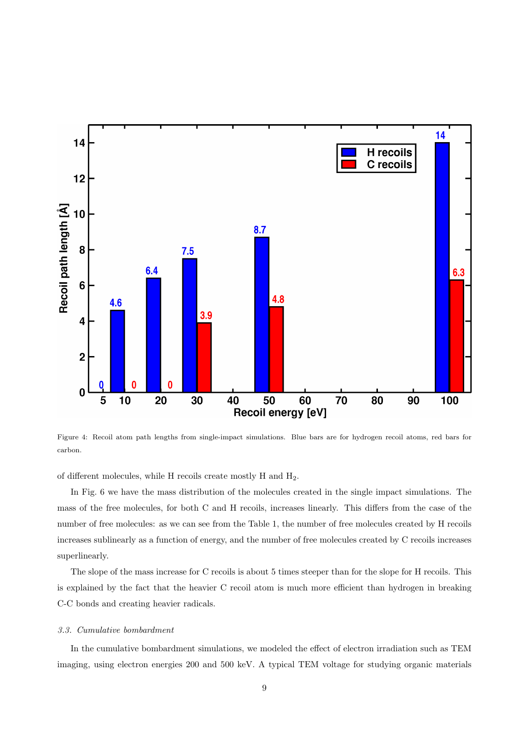Figure 4: Recoil atom path lengths from single-impact simulations. Blue bars are for hydrogen recoil atoms, red bars for carbon.

of different molecules, while H recoils create mostly H and $H_2$.

In Fig. 6 we have the mass distribution of the molecules created in the single impact simulations. The mass of the free molecules, for both C and H recoils, increases linearly. This differs from the case of the number of free molecules: as we can see from the Table 1, the number of free molecules created by H recoils increases sublinearly as a function of energy, and the number of free molecules created by C recoils increases superlinearly.

The slope of the mass increase for C recoils is about 5 times steeper than for the slope for H recoils. This is explained by the fact that the heavier C recoil atom is much more efficient than hydrogen in breaking C-C bonds and creating heavier radicals.

### *3.3. Cumulative bombardment*

In the cumulative bombardment simulations, we modeled the effect of electron irradiation such as TEM imaging, using electron energies 200 and 500 keV. A typical TEM voltage for studying organic materials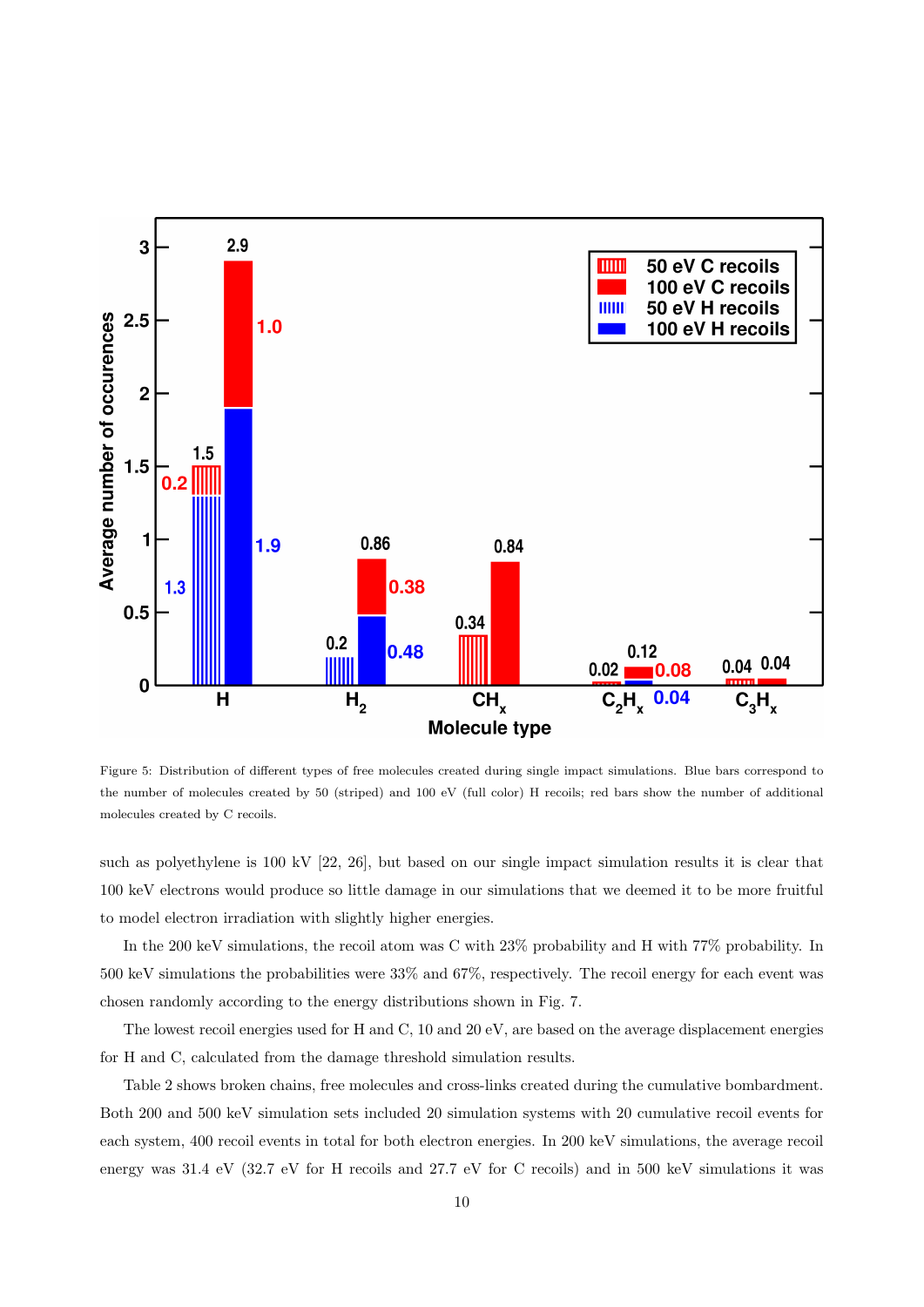Figure 5: Distribution of different types of free molecules created during single impact simulations. Blue bars correspond to the number of molecules created by 50 (striped) and 100 eV (full color) H recoils; red bars show the number of additional molecules created by C recoils.

such as polyethylene is 100 kV [22, 26], but based on our single impact simulation results it is clear that 100 keV electrons would produce so little damage in our simulations that we deemed it to be more fruitful to model electron irradiation with slightly higher energies.

In the 200 keV simulations, the recoil atom was C with 23% probability and H with 77% probability. In 500 keV simulations the probabilities were 33% and 67%, respectively. The recoil energy for each event was chosen randomly according to the energy distributions shown in Fig. 7.

The lowest recoil energies used for H and C, 10 and 20 eV, are based on the average displacement energies for H and C, calculated from the damage threshold simulation results.

Table 2 shows broken chains, free molecules and cross-links created during the cumulative bombardment. Both 200 and 500 keV simulation sets included 20 simulation systems with 20 cumulative recoil events for each system, 400 recoil events in total for both electron energies. In 200 keV simulations, the average recoil energy was 31.4 eV (32.7 eV for H recoils and 27.7 eV for C recoils) and in 500 keV simulations it was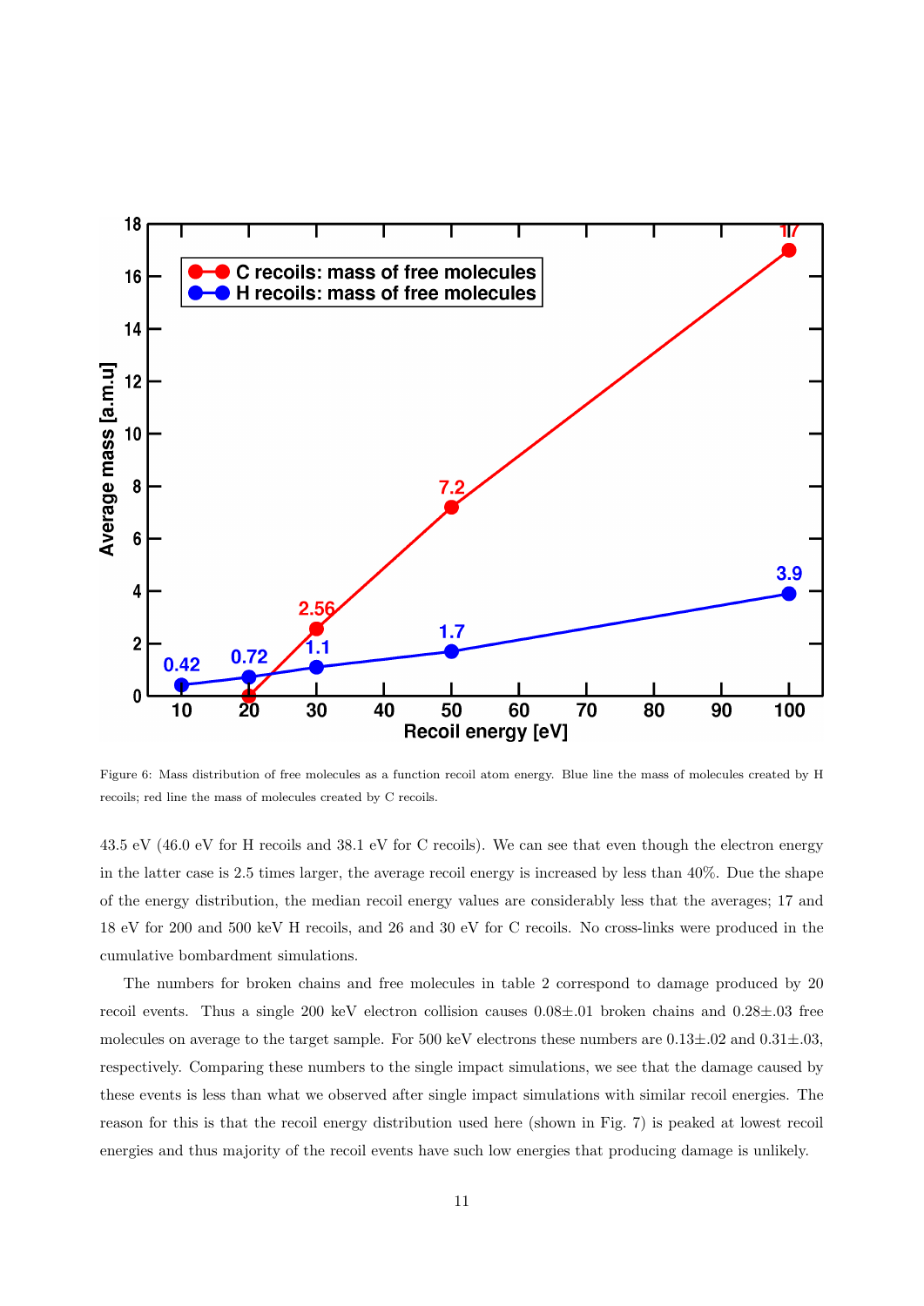Figure 6: Mass distribution of free molecules as a function recoil atom energy. Blue line the mass of molecules created by H recoils; red line the mass of molecules created by C recoils.

43.5 eV (46.0 eV for H recoils and 38.1 eV for C recoils). We can see that even though the electron energy in the latter case is 2.5 times larger, the average recoil energy is increased by less than 40%. Due the shape of the energy distribution, the median recoil energy values are considerably less that the averages; 17 and 18 eV for 200 and 500 keV H recoils, and 26 and 30 eV for C recoils. No cross-links were produced in the cumulative bombardment simulations.

The numbers for broken chains and free molecules in table 2 correspond to damage produced by 20 recoil events. Thus a single 200 keV electron collision causes 0.08±.01 broken chains and 0.28±.03 free molecules on average to the target sample. For 500 keV electrons these numbers are 0.13±.02 and 0.31±.03, respectively. Comparing these numbers to the single impact simulations, we see that the damage caused by these events is less than what we observed after single impact simulations with similar recoil energies. The reason for this is that the recoil energy distribution used here (shown in Fig. 7) is peaked at lowest recoil energies and thus majority of the recoil events have such low energies that producing damage is unlikely.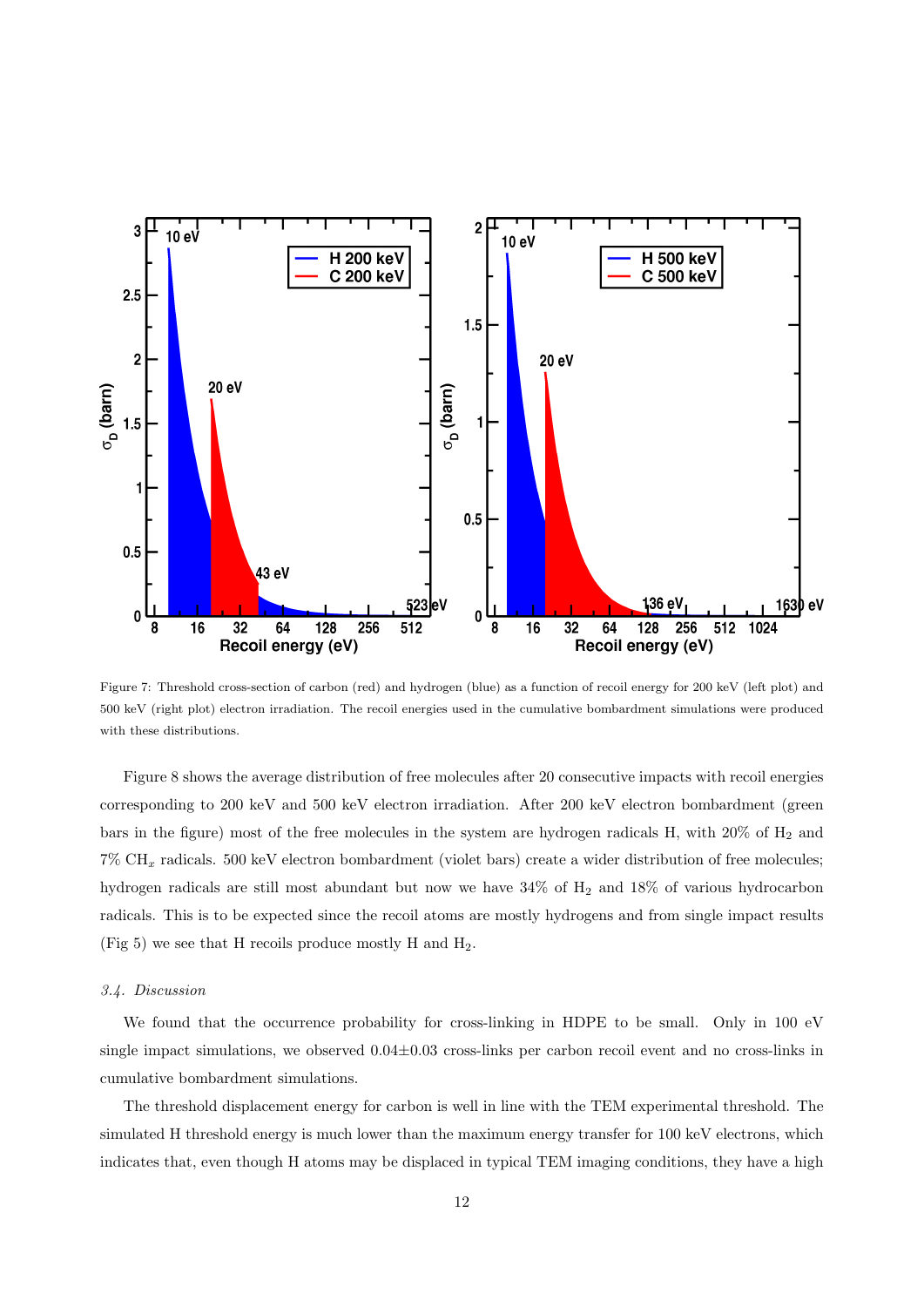Figure 7: Threshold cross-section of carbon (red) and hydrogen (blue) as a function of recoil energy for 200 keV (left plot) and 500 keV (right plot) electron irradiation. The recoil energies used in the cumulative bombardment simulations were produced with these distributions.

Figure 8 shows the average distribution of free molecules after 20 consecutive impacts with recoil energies corresponding to 200 keV and 500 keV electron irradiation. After 200 keV electron bombardment (green bars in the figure) most of the free molecules in the system are hydrogen radicals H, with 20% of $H_2$ and 7% $CH_x$ radicals. 500 keV electron bombardment (violet bars) create a wider distribution of free molecules; hydrogen radicals are still most abundant but now we have 34% of $H_2$ and 18% of various hydrocarbon radicals. This is to be expected since the recoil atoms are mostly hydrogens and from single impact results (Fig 5) we see that H recoils produce mostly H and $H_2$.

### *3.4. Discussion*

We found that the occurrence probability for cross-linking in HDPE to be small. Only in 100 eV single impact simulations, we observed $0.04 \pm 0.03$ cross-links per carbon recoil event and no cross-links in cumulative bombardment simulations.

The threshold displacement energy for carbon is well in line with the TEM experimental threshold. The simulated H threshold energy is much lower than the maximum energy transfer for 100 keV electrons, which indicates that, even though H atoms may be displaced in typical TEM imaging conditions, they have a high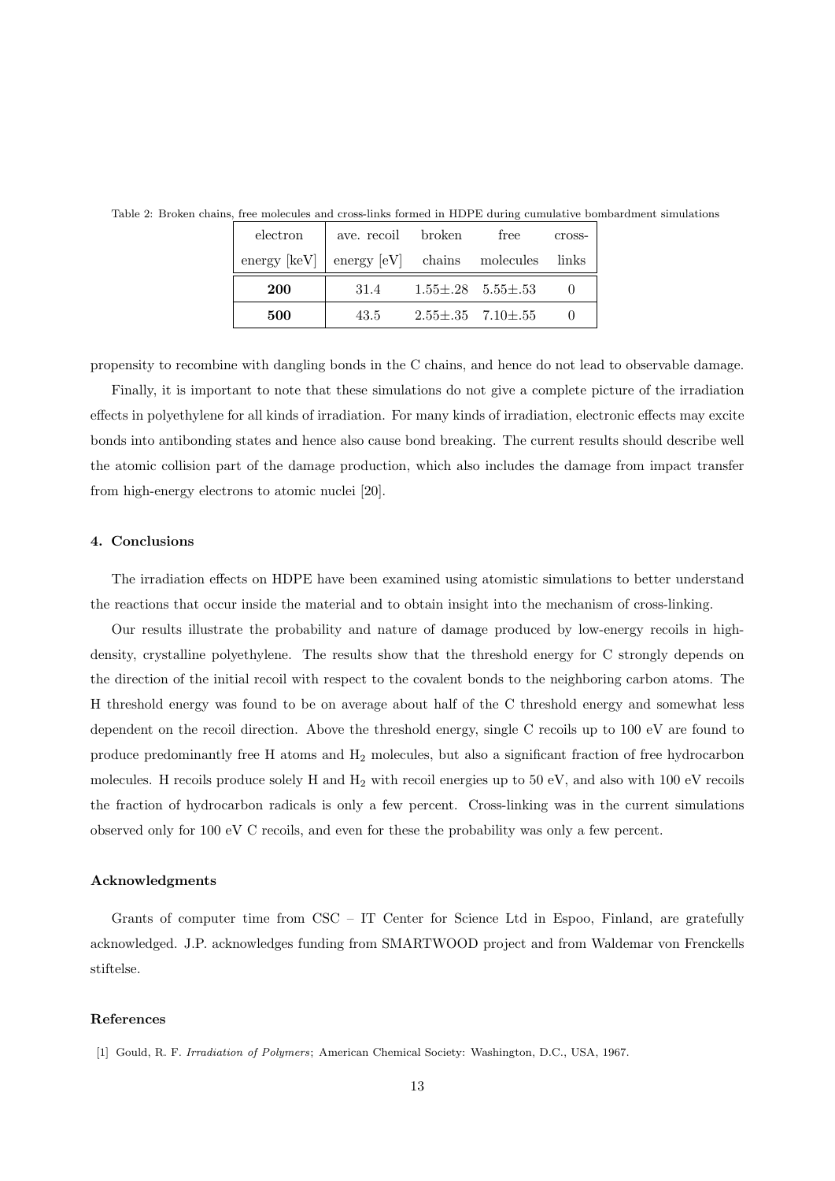Table 2: Broken chains, free molecules and cross-links formed in HDPE during cumulative bombardment simulations

| electron energy [keV] | ave. recoil energy [eV] | broken chains | free molecules | cross-links |
|---|---|---|---|---|
| **200** | 31.4 | 1.55±.28 | 5.55±.53 | 0 |
| **500** | 43.5 | 2.55±.35 | 7.10±.55 | 0 |

propensity to recombine with dangling bonds in the C chains, and hence do not lead to observable damage.

Finally, it is important to note that these simulations do not give a complete picture of the irradiation effects in polyethylene for all kinds of irradiation. For many kinds of irradiation, electronic effects may excite bonds into antibonding states and hence also cause bond breaking. The current results should describe well the atomic collision part of the damage production, which also includes the damage from impact transfer from high-energy electrons to atomic nuclei [20].

### 4. Conclusions

The irradiation effects on HDPE have been examined using atomistic simulations to better understand the reactions that occur inside the material and to obtain insight into the mechanism of cross-linking.

Our results illustrate the probability and nature of damage produced by low-energy recoils in high-density, crystalline polyethylene. The results show that the threshold energy for C strongly depends on the direction of the initial recoil with respect to the covalent bonds to the neighboring carbon atoms. The H threshold energy was found to be on average about half of the C threshold energy and somewhat less dependent on the recoil direction. Above the threshold energy, single C recoils up to 100 eV are found to produce predominantly free H atoms and $H_2$ molecules, but also a significant fraction of free hydrocarbon molecules. H recoils produce solely H and $H_2$ with recoil energies up to 50 eV, and also with 100 eV recoils the fraction of hydrocarbon radicals is only a few percent. Cross-linking was in the current simulations observed only for 100 eV C recoils, and even for these the probability was only a few percent.

### Acknowledgments

Grants of computer time from CSC – IT Center for Science Ltd in Espoo, Finland, are gratefully acknowledged. J.P. acknowledges funding from SMARTWOOD project and from Waldemar von Frenckells stiftelse.

### References

[1] Gould, R. F. *Irradiation of Polymers*; American Chemical Society: Washington, D.C., USA, 1967.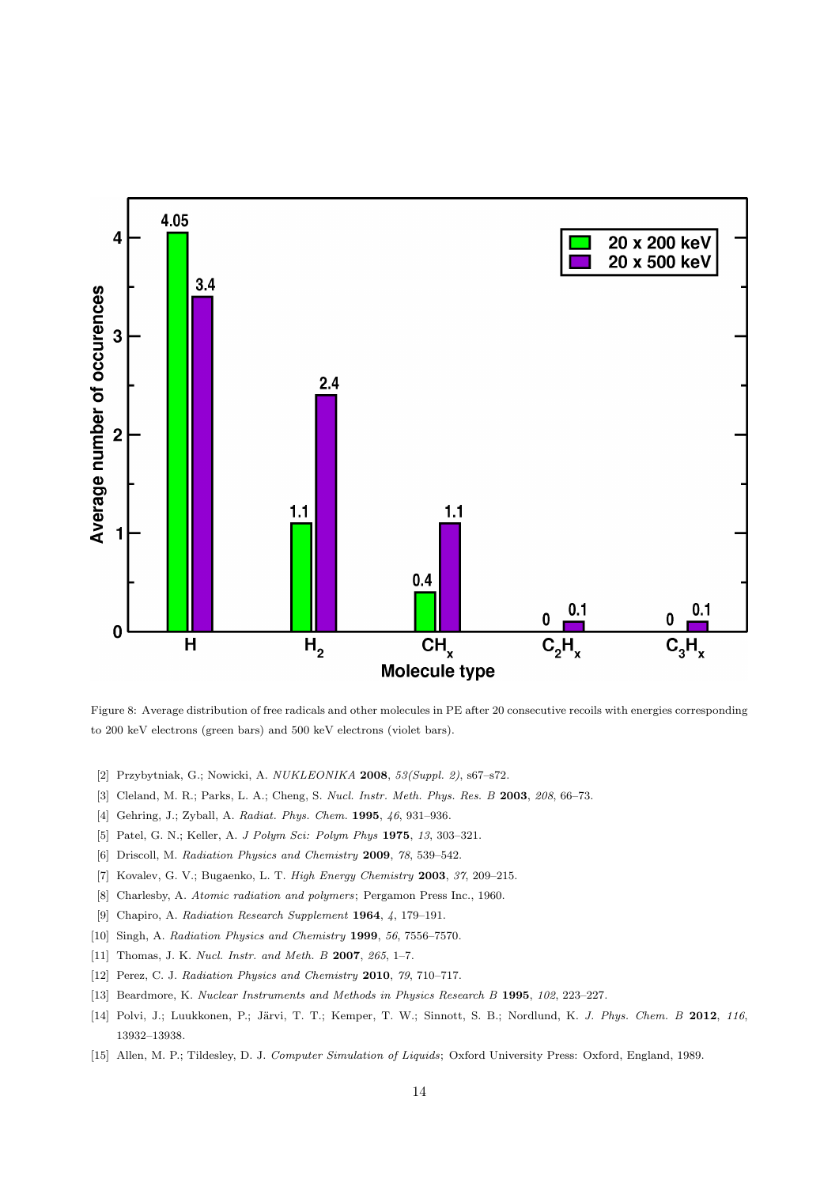Figure 8: Average distribution of free radicals and other molecules in PE after 20 consecutive recoils with energies corresponding to 200 keV electrons (green bars) and 500 keV electrons (violet bars).

[2] Przybytniak, G.; Nowicki, A. *NUKLEONIKA* **2008**, *53(Suppl. 2)*, s67–s72.

[3] Cleland, M. R.; Parks, L. A.; Cheng, S. *Nucl. Instr. Meth. Phys. Res. B* **2003**, *208*, 66–73.

[4] Gehring, J.; Zyball, A. *Radiat. Phys. Chem.* **1995**, *46*, 931–936.

[5] Patel, G. N.; Keller, A. *J Polym Sci: Polym Phys* **1975**, *13*, 303–321.

[6] Driscoll, M. *Radiation Physics and Chemistry* **2009**, *78*, 539–542.

[7] Kovalev, G. V.; Bugaenko, L. T. *High Energy Chemistry* **2003**, *37*, 209–215.

[8] Charlesby, A. *Atomic radiation and polymers*; Pergamon Press Inc., 1960.

[9] Chapiro, A. *Radiation Research Supplement* **1964**, *4*, 179–191.

[10] Singh, A. *Radiation Physics and Chemistry* **1999**, *56*, 7556–7570.

[11] Thomas, J. K. *Nucl. Instr. and Meth. B* **2007**, *265*, 1–7.

[12] Perez, C. J. *Radiation Physics and Chemistry* **2010**, *79*, 710–717.

[13] Beardmore, K. *Nuclear Instruments and Methods in Physics Research B* **1995**, *102*, 223–227.

[14] Polvi, J.; Luukkonen, P.; Järvi, T. T.; Kemper, T. W.; Sinnott, S. B.; Nordlund, K. *J. Phys. Chem. B* **2012**, *116*, 13932–13938.

[15] Allen, M. P.; Tildesley, D. J. *Computer Simulation of Liquids*; Oxford University Press: Oxford, England, 1989.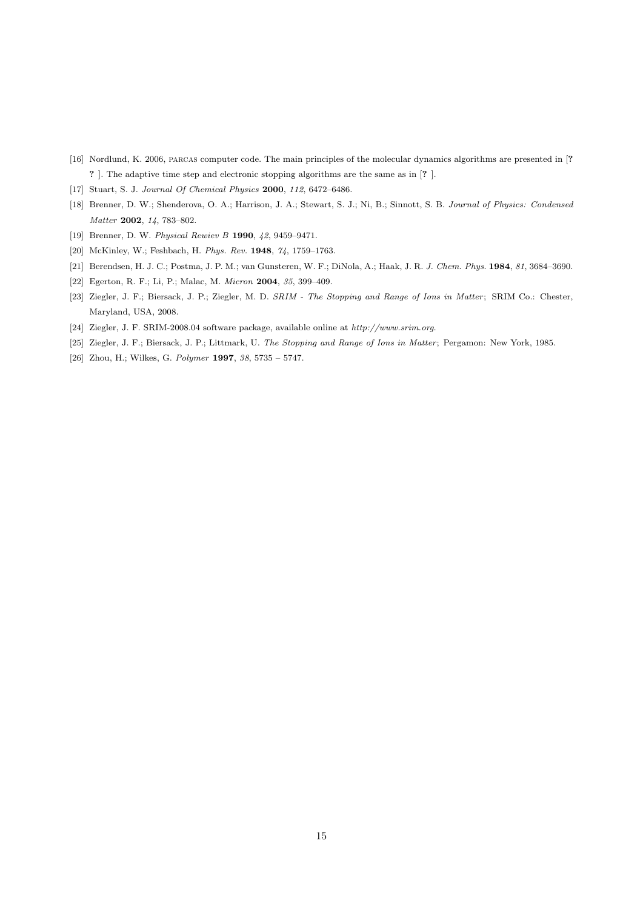[16] Nordlund, K. 2006, PARCAS computer code. The main principles of the molecular dynamics algorithms are presented in [**? ?** ]. The adaptive time step and electronic stopping algorithms are the same as in [**?** ].

[17] Stuart, S. J. *Journal Of Chemical Physics* **2000**, *112*, 6472–6486.

[18] Brenner, D. W.; Shenderova, O. A.; Harrison, J. A.; Stewart, S. J.; Ni, B.; Sinnott, S. B. *Journal of Physics: Condensed Matter* **2002**, *14*, 783–802.

[19] Brenner, D. W. *Physical Rewiev B* **1990**, *42*, 9459–9471.

[20] McKinley, W.; Feshbach, H. *Phys. Rev.* **1948**, *74*, 1759–1763.

[21] Berendsen, H. J. C.; Postma, J. P. M.; van Gunsteren, W. F.; DiNola, A.; Haak, J. R. *J. Chem. Phys.* **1984**, *81*, 3684–3690.

[22] Egerton, R. F.; Li, P.; Malac, M. *Micron* **2004**, *35*, 399–409.

[23] Ziegler, J. F.; Biersack, J. P.; Ziegler, M. D. *SRIM - The Stopping and Range of Ions in Matter*; SRIM Co.: Chester, Maryland, USA, 2008.

[24] Ziegler, J. F. SRIM-2008.04 software package, available online at *http://www.srim.org*.

[25] Ziegler, J. F.; Biersack, J. P.; Littmark, U. *The Stopping and Range of Ions in Matter*; Pergamon: New York, 1985.

[26] Zhou, H.; Wilkes, G. *Polymer* **1997**, *38*, 5735 – 5747.